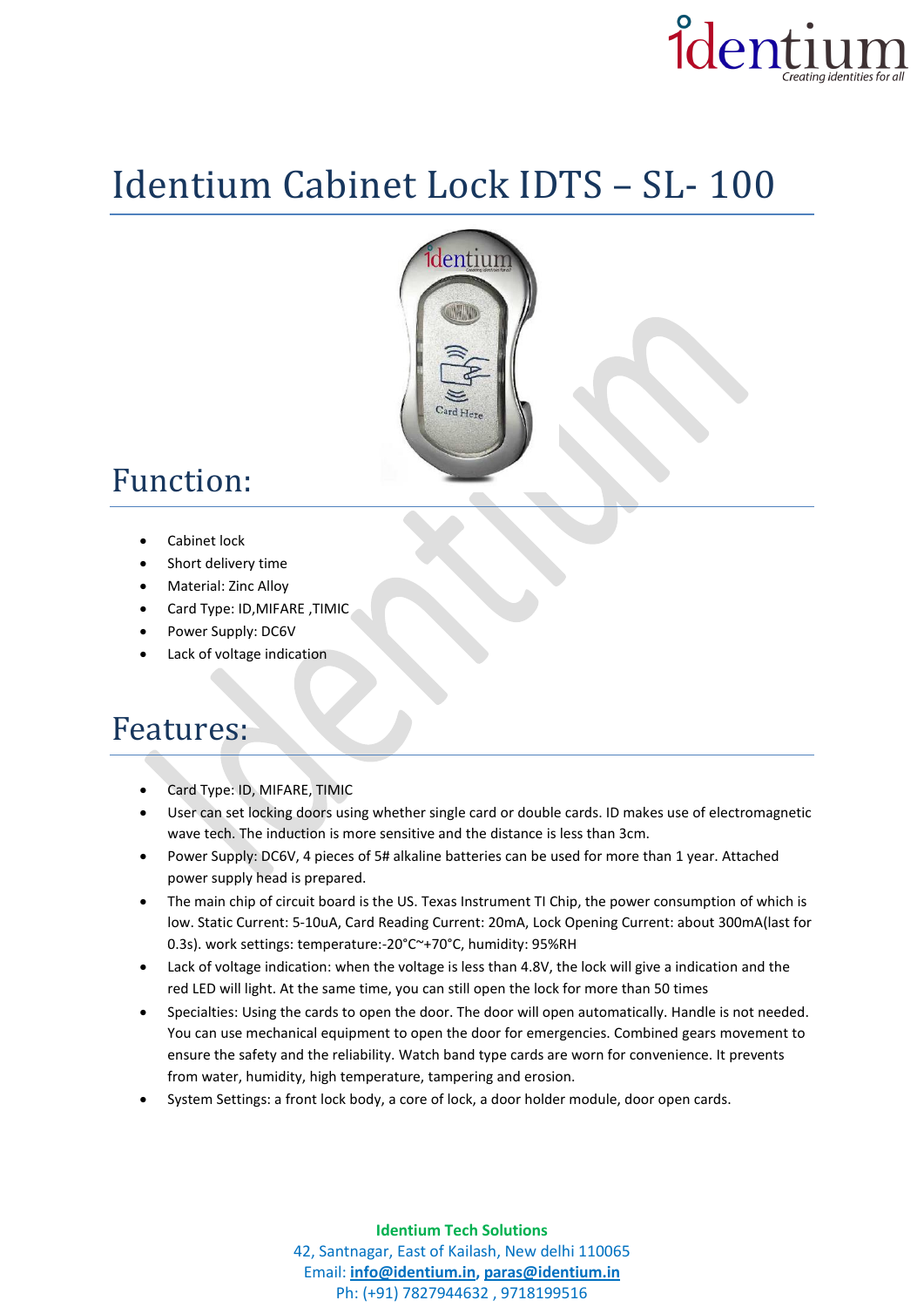# Identium Cabinet Lock IDTS – SL- 100

## Function:

- Cabinet lock
- Short delivery time
- Material: Zinc Alloy
- Card Type: ID,MIFARE ,TIMIC
- Power Supply: DC6V
- Lack of voltage indication

## Features:

- Card Type: ID, MIFARE, TIMIC
- User can set locking doors using whether single card or double cards. ID makes use of electromagnetic wave tech. The induction is more sensitive and the distance is less than 3cm.
- Power Supply: DC6V, 4 pieces of 5# alkaline batteries can be used for more than 1 year. Attached power supply head is prepared.
- The main chip of circuit board is the US. Texas Instrument TI Chip, the power consumption of which is low. Static Current: 5-10uA, Card Reading Current: 20mA, Lock Opening Current: about 300mA(last for 0.3s). work settings: temperature:-20°C~+70°C, humidity: 95%RH
- Lack of voltage indication: when the voltage is less than 4.8V, the lock will give a indication and the red LED will light. At the same time, you can still open the lock for more than 50 times
- Specialties: Using the cards to open the door. The door will open automatically. Handle is not needed. You can use mechanical equipment to open the door for emergencies. Combined gears movement to ensure the safety and the reliability. Watch band type cards are worn for convenience. It prevents from water, humidity, high temperature, tampering and erosion.
- System Settings: a front lock body, a core of lock, a door holder module, door open cards.

**Identium Tech Solutions**
42, Santnagar, East of Kailash, New delhi 110065
Email: **info@identium.in**, **paras@identium.in**
Ph: (+91) 7827944632 , 9718199516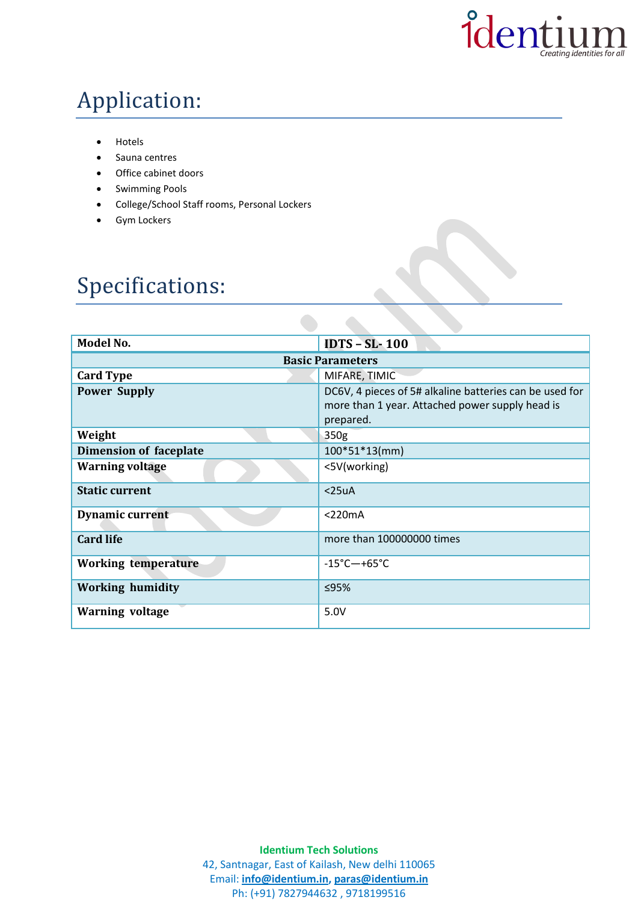# Application:

- Hotels
- Sauna centres
- Office cabinet doors
- Swimming Pools
- College/School Staff rooms, Personal Lockers
- Gym Lockers

# Specifications:

| **Model No.** | **IDTS – SL- 100** |
|---|---|
| **Basic Parameters** | |
| **Card Type** | MIFARE, TIMIC |
| **Power Supply** | DC6V, 4 pieces of 5# alkaline batteries can be used for more than 1 year. Attached power supply head is prepared. |
| **Weight** | 350g |
| **Dimension of faceplate** | 100*51*13(mm) |
| **Warning voltage** | <5V(working) |
| **Static current** | <25uA |
| **Dynamic current** | <220mA |
| **Card life** | more than 100000000 times |
| **Working temperature** | -15°C—+65°C |
| **Working humidity** | ≤95% |
| **Warning voltage** | 5.0V |

**Identium Tech Solutions**
42, Santnagar, East of Kailash, New delhi 110065
Email: **info@identium.in**, **paras@identium.in**
Ph: (+91) 7827944632 , 9718199516